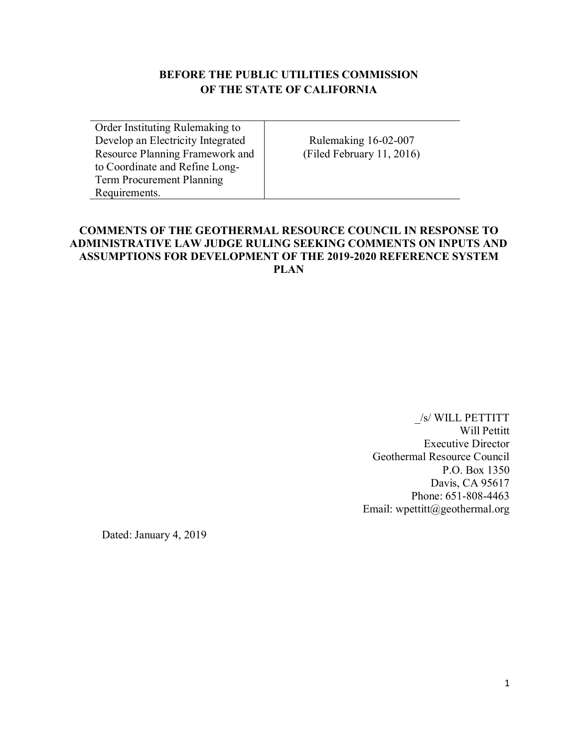**BEFORE THE PUBLIC UTILITIES COMMISSION OF THE STATE OF CALIFORNIA**

| Order Instituting Rulemaking to Develop an Electricity Integrated Resource Planning Framework and to Coordinate and Refine Long-Term Procurement Planning Requirements. | Rulemaking 16-02-007 (Filed February 11, 2016) |
|---|---|

**COMMENTS OF THE GEOTHERMAL RESOURCE COUNCIL IN RESPONSE TO ADMINISTRATIVE LAW JUDGE RULING SEEKING COMMENTS ON INPUTS AND ASSUMPTIONS FOR DEVELOPMENT OF THE 2019-2020 REFERENCE SYSTEM PLAN**

_/s/ WILL PETTITT
Will Pettitt
Executive Director
Geothermal Resource Council
P.O. Box 1350
Davis, CA 95617
Phone: 651-808-4463
Email: wpettitt@geothermal.org

Dated: January 4, 2019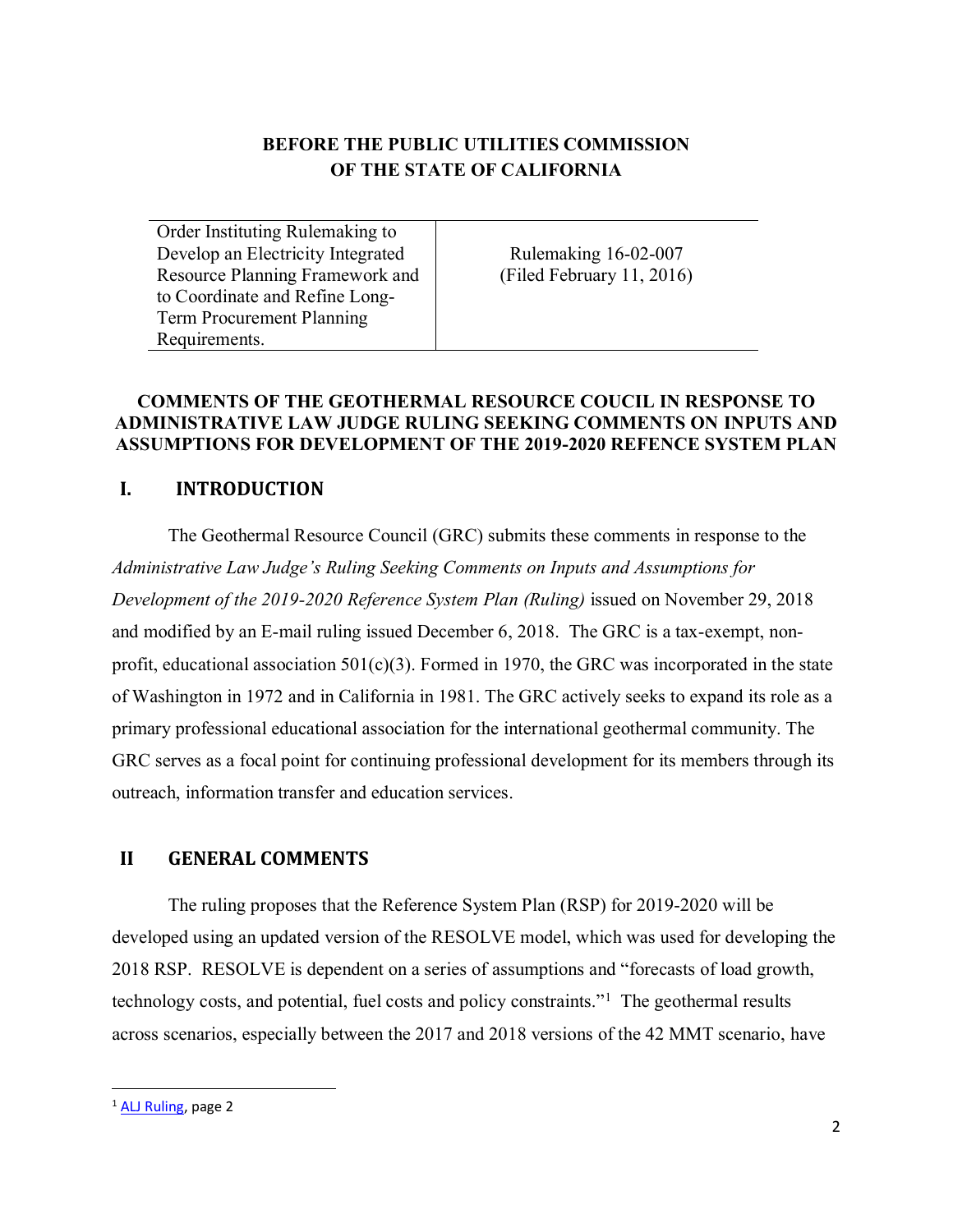# BEFORE THE PUBLIC UTILITIES COMMISSION OF THE STATE OF CALIFORNIA

| Order Instituting Rulemaking to Develop an Electricity Integrated Resource Planning Framework and to Coordinate and Refine Long-Term Procurement Planning Requirements. | Rulemaking 16-02-007 (Filed February 11, 2016) |
|---|---|

**COMMENTS OF THE GEOTHERMAL RESOURCE COUCIL IN RESPONSE TO ADMINISTRATIVE LAW JUDGE RULING SEEKING COMMENTS ON INPUTS AND ASSUMPTIONS FOR DEVELOPMENT OF THE 2019-2020 REFENCE SYSTEM PLAN**

## I. INTRODUCTION

The Geothermal Resource Council (GRC) submits these comments in response to the *Administrative Law Judge's Ruling Seeking Comments on Inputs and Assumptions for Development of the 2019-2020 Reference System Plan (Ruling)* issued on November 29, 2018 and modified by an E-mail ruling issued December 6, 2018. The GRC is a tax-exempt, non-profit, educational association 501(c)(3). Formed in 1970, the GRC was incorporated in the state of Washington in 1972 and in California in 1981. The GRC actively seeks to expand its role as a primary professional educational association for the international geothermal community. The GRC serves as a focal point for continuing professional development for its members through its outreach, information transfer and education services.

## II GENERAL COMMENTS

The ruling proposes that the Reference System Plan (RSP) for 2019-2020 will be developed using an updated version of the RESOLVE model, which was used for developing the 2018 RSP. RESOLVE is dependent on a series of assumptions and "forecasts of load growth, technology costs, and potential, fuel costs and policy constraints."[1] The geothermal results across scenarios, especially between the 2017 and 2018 versions of the 42 MMT scenario, have

[1] ALJ Ruling, page 2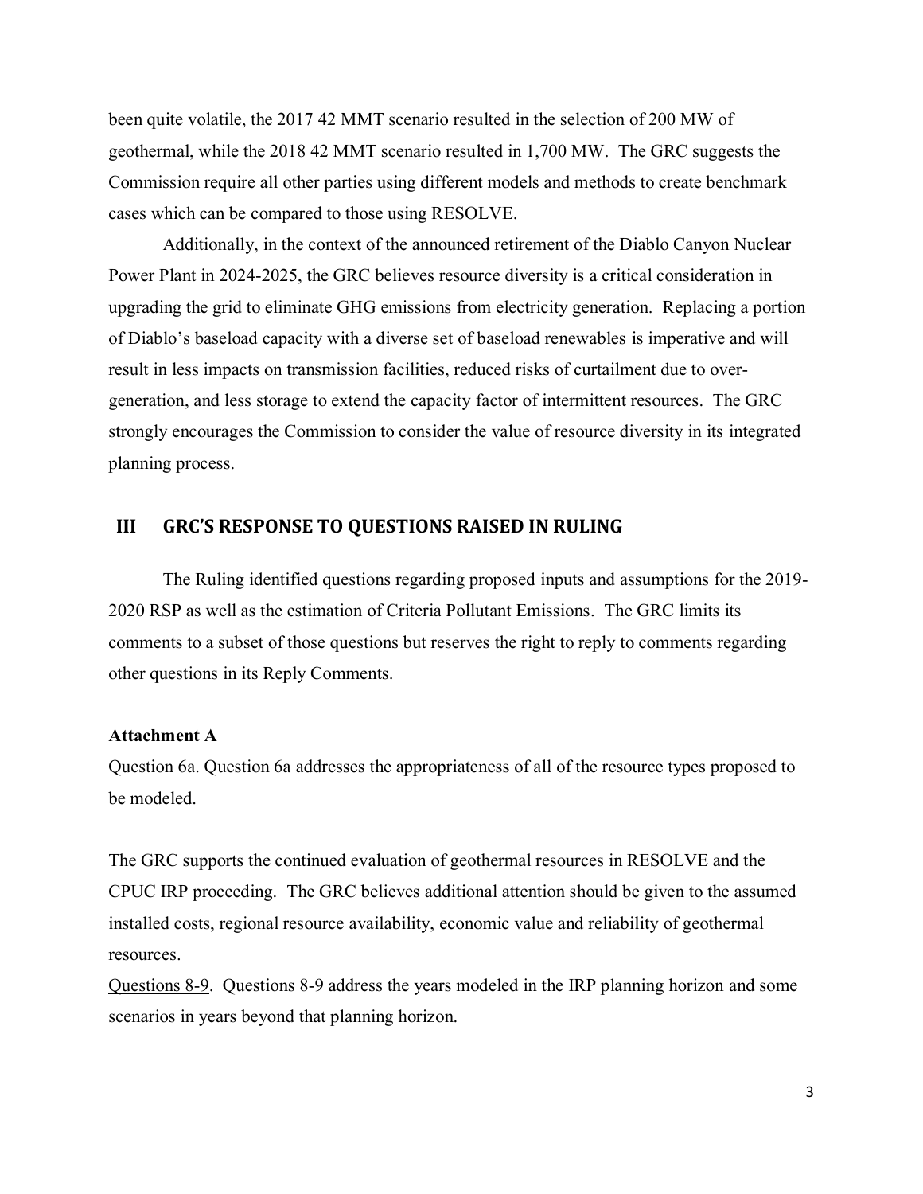been quite volatile, the 2017 42 MMT scenario resulted in the selection of 200 MW of geothermal, while the 2018 42 MMT scenario resulted in 1,700 MW. The GRC suggests the Commission require all other parties using different models and methods to create benchmark cases which can be compared to those using RESOLVE.

Additionally, in the context of the announced retirement of the Diablo Canyon Nuclear Power Plant in 2024-2025, the GRC believes resource diversity is a critical consideration in upgrading the grid to eliminate GHG emissions from electricity generation. Replacing a portion of Diablo's baseload capacity with a diverse set of baseload renewables is imperative and will result in less impacts on transmission facilities, reduced risks of curtailment due to over-generation, and less storage to extend the capacity factor of intermittent resources. The GRC strongly encourages the Commission to consider the value of resource diversity in its integrated planning process.

## III GRC'S RESPONSE TO QUESTIONS RAISED IN RULING

The Ruling identified questions regarding proposed inputs and assumptions for the 2019-2020 RSP as well as the estimation of Criteria Pollutant Emissions. The GRC limits its comments to a subset of those questions but reserves the right to reply to comments regarding other questions in its Reply Comments.

**Attachment A**

Question 6a. Question 6a addresses the appropriateness of all of the resource types proposed to be modeled.

The GRC supports the continued evaluation of geothermal resources in RESOLVE and the CPUC IRP proceeding. The GRC believes additional attention should be given to the assumed installed costs, regional resource availability, economic value and reliability of geothermal resources.

Questions 8-9. Questions 8-9 address the years modeled in the IRP planning horizon and some scenarios in years beyond that planning horizon.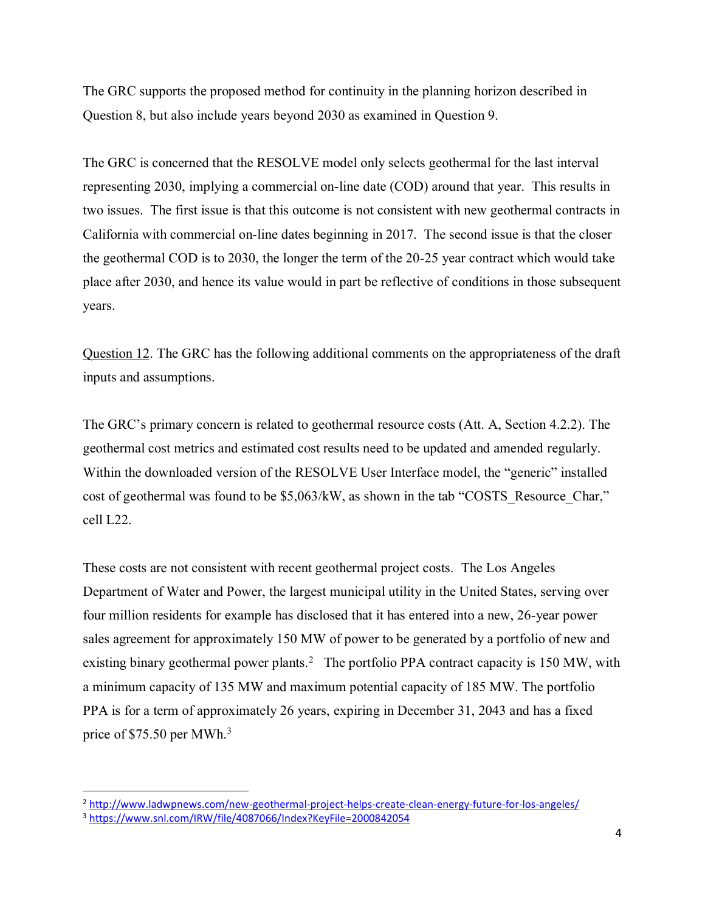The GRC supports the proposed method for continuity in the planning horizon described in Question 8, but also include years beyond 2030 as examined in Question 9.

The GRC is concerned that the RESOLVE model only selects geothermal for the last interval representing 2030, implying a commercial on-line date (COD) around that year. This results in two issues. The first issue is that this outcome is not consistent with new geothermal contracts in California with commercial on-line dates beginning in 2017. The second issue is that the closer the geothermal COD is to 2030, the longer the term of the 20-25 year contract which would take place after 2030, and hence its value would in part be reflective of conditions in those subsequent years.

<u>Question 12</u>. The GRC has the following additional comments on the appropriateness of the draft inputs and assumptions.

The GRC's primary concern is related to geothermal resource costs (Att. A, Section 4.2.2). The geothermal cost metrics and estimated cost results need to be updated and amended regularly. Within the downloaded version of the RESOLVE User Interface model, the "generic" installed cost of geothermal was found to be $5,063/kW, as shown in the tab "COSTS_Resource_Char," cell L22.

These costs are not consistent with recent geothermal project costs. The Los Angeles Department of Water and Power, the largest municipal utility in the United States, serving over four million residents for example has disclosed that it has entered into a new, 26-year power sales agreement for approximately 150 MW of power to be generated by a portfolio of new and existing binary geothermal power plants.[2] The portfolio PPA contract capacity is 150 MW, with a minimum capacity of 135 MW and maximum potential capacity of 185 MW. The portfolio PPA is for a term of approximately 26 years, expiring in December 31, 2043 and has a fixed price of $75.50 per MWh.[3]

---

[2] http://www.ladwpnews.com/new-geothermal-project-helps-create-clean-energy-future-for-los-angeles/

[3] https://www.snl.com/IRW/file/4087066/Index?KeyFile=2000842054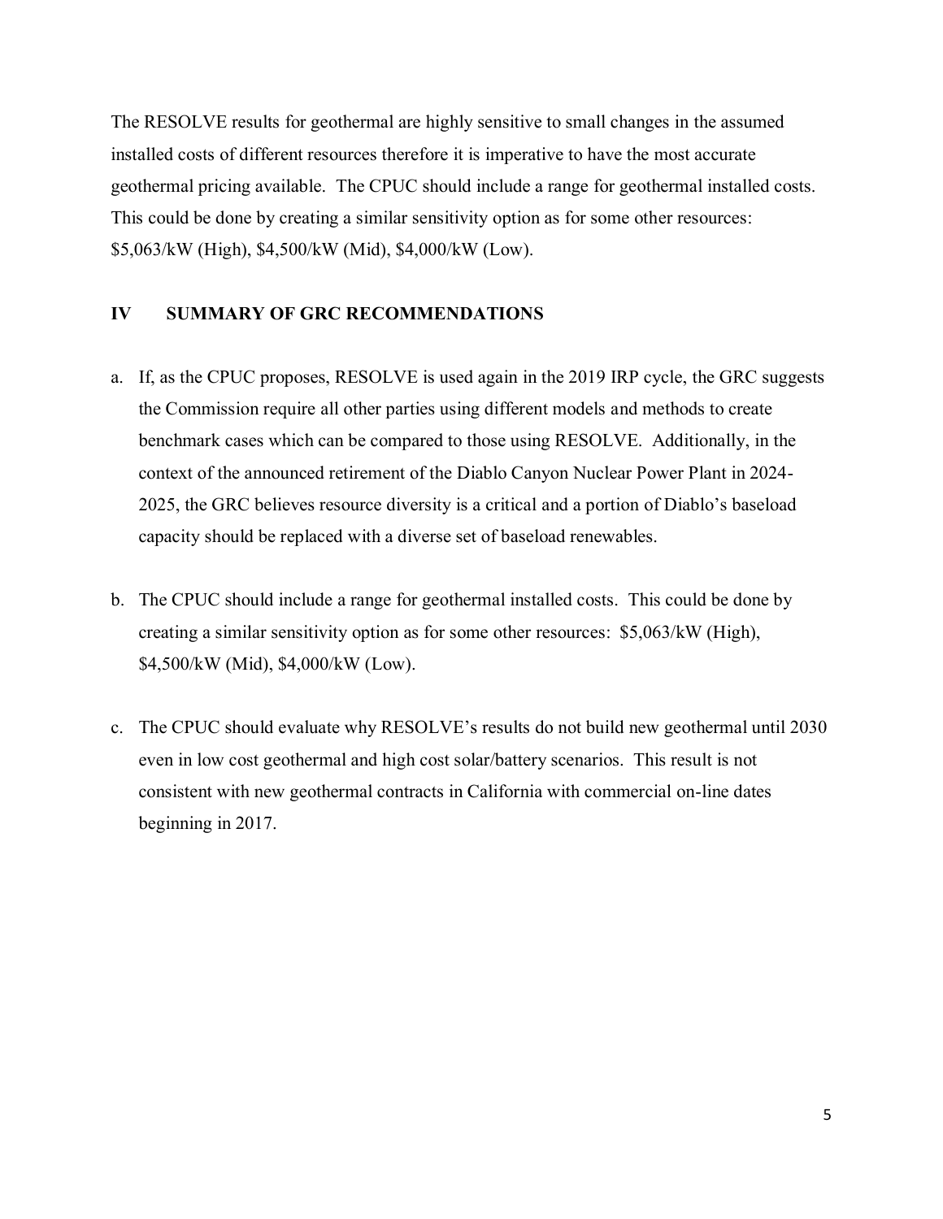The RESOLVE results for geothermal are highly sensitive to small changes in the assumed installed costs of different resources therefore it is imperative to have the most accurate geothermal pricing available. The CPUC should include a range for geothermal installed costs. This could be done by creating a similar sensitivity option as for some other resources: $5,063/kW (High), $4,500/kW (Mid), $4,000/kW (Low).

## IV SUMMARY OF GRC RECOMMENDATIONS

a. If, as the CPUC proposes, RESOLVE is used again in the 2019 IRP cycle, the GRC suggests the Commission require all other parties using different models and methods to create benchmark cases which can be compared to those using RESOLVE. Additionally, in the context of the announced retirement of the Diablo Canyon Nuclear Power Plant in 2024-2025, the GRC believes resource diversity is a critical and a portion of Diablo's baseload capacity should be replaced with a diverse set of baseload renewables.

b. The CPUC should include a range for geothermal installed costs. This could be done by creating a similar sensitivity option as for some other resources: $5,063/kW (High), $4,500/kW (Mid), $4,000/kW (Low).

c. The CPUC should evaluate why RESOLVE's results do not build new geothermal until 2030 even in low cost geothermal and high cost solar/battery scenarios. This result is not consistent with new geothermal contracts in California with commercial on-line dates beginning in 2017.